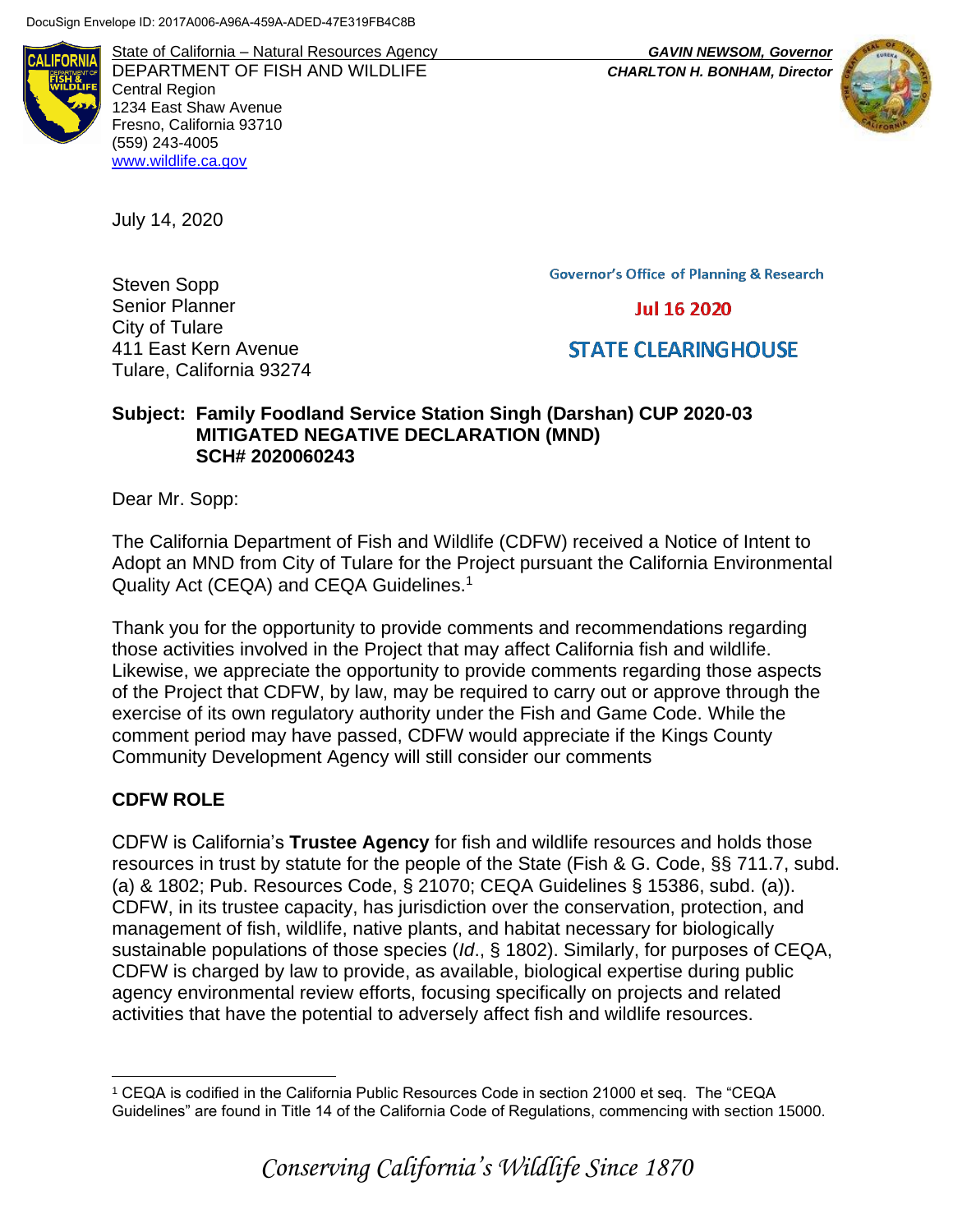DocuSign Envelope ID: 2017A006-A96A-459A-ADED-47E319FB4C8B

State of California – Natural Resources Agency
DEPARTMENT OF FISH AND WILDLIFE
Central Region
1234 East Shaw Avenue
Fresno, California 93710
(559) 243-4005
www.wildlife.ca.gov

***GAVIN NEWSOM, Governor***
***CHARLTON H. BONHAM, Director***

July 14, 2020

Governor's Office of Planning & Research

Jul 16 2020

STATE CLEARINGHOUSE

Steven Sopp
Senior Planner
City of Tulare
411 East Kern Avenue
Tulare, California 93274

**Subject: Family Foodland Service Station Singh (Darshan) CUP 2020-03 MITIGATED NEGATIVE DECLARATION (MND) SCH# 2020060243**

Dear Mr. Sopp:

The California Department of Fish and Wildlife (CDFW) received a Notice of Intent to Adopt an MND from City of Tulare for the Project pursuant the California Environmental Quality Act (CEQA) and CEQA Guidelines.[1]

Thank you for the opportunity to provide comments and recommendations regarding those activities involved in the Project that may affect California fish and wildlife. Likewise, we appreciate the opportunity to provide comments regarding those aspects of the Project that CDFW, by law, may be required to carry out or approve through the exercise of its own regulatory authority under the Fish and Game Code. While the comment period may have passed, CDFW would appreciate if the Kings County Community Development Agency will still consider our comments

## CDFW ROLE

CDFW is California's **Trustee Agency** for fish and wildlife resources and holds those resources in trust by statute for the people of the State (Fish & G. Code, §§ 711.7, subd. (a) & 1802; Pub. Resources Code, § 21070; CEQA Guidelines § 15386, subd. (a)). CDFW, in its trustee capacity, has jurisdiction over the conservation, protection, and management of fish, wildlife, native plants, and habitat necessary for biologically sustainable populations of those species (*Id*., § 1802). Similarly, for purposes of CEQA, CDFW is charged by law to provide, as available, biological expertise during public agency environmental review efforts, focusing specifically on projects and related activities that have the potential to adversely affect fish and wildlife resources.

[1] CEQA is codified in the California Public Resources Code in section 21000 et seq. The "CEQA Guidelines" are found in Title 14 of the California Code of Regulations, commencing with section 15000.

*Conserving California's Wildlife Since 1870*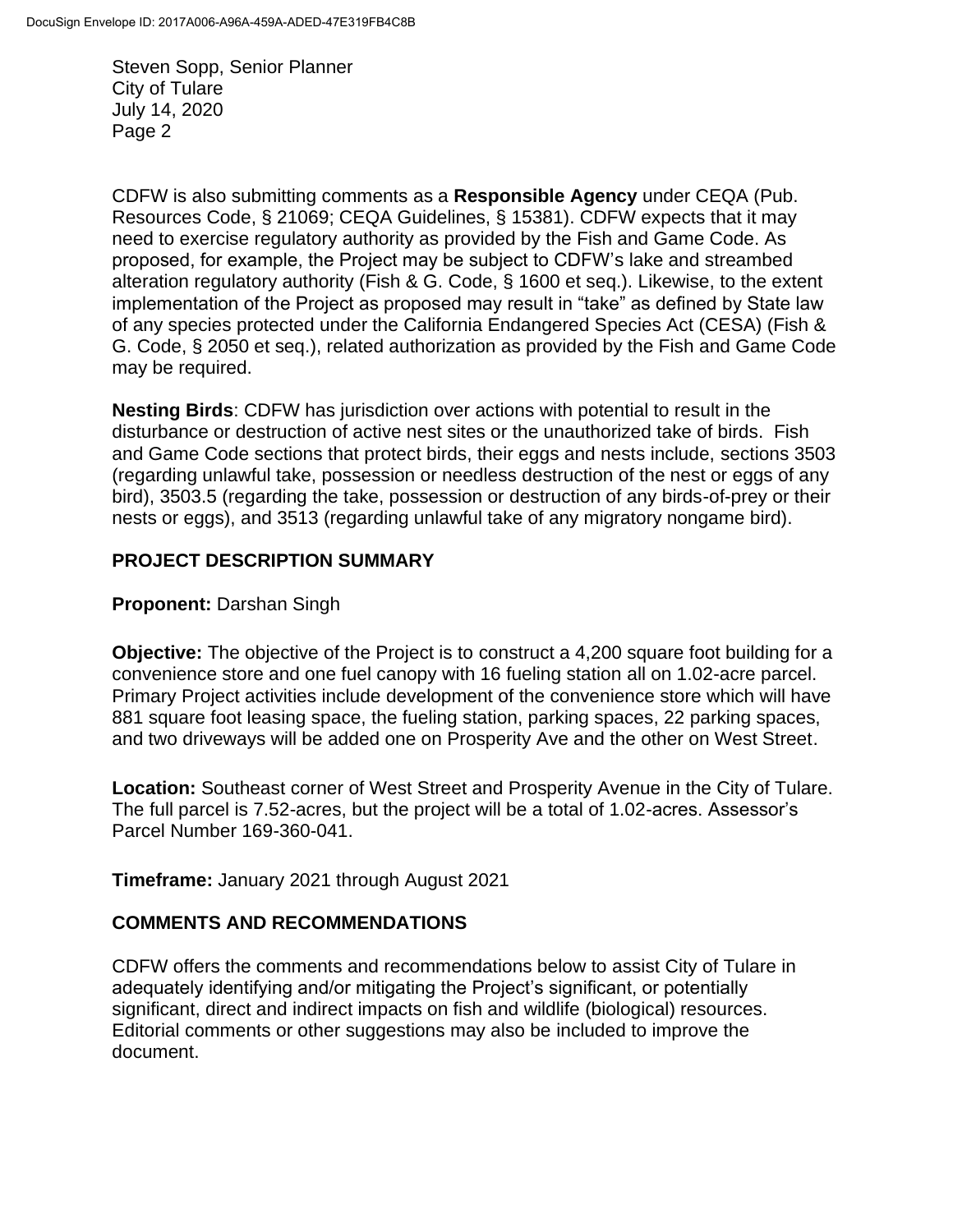CDFW is also submitting comments as a **Responsible Agency** under CEQA (Pub. Resources Code, § 21069; CEQA Guidelines, § 15381). CDFW expects that it may need to exercise regulatory authority as provided by the Fish and Game Code. As proposed, for example, the Project may be subject to CDFW's lake and streambed alteration regulatory authority (Fish & G. Code, § 1600 et seq.). Likewise, to the extent implementation of the Project as proposed may result in "take" as defined by State law of any species protected under the California Endangered Species Act (CESA) (Fish & G. Code, § 2050 et seq.), related authorization as provided by the Fish and Game Code may be required.

**Nesting Birds**: CDFW has jurisdiction over actions with potential to result in the disturbance or destruction of active nest sites or the unauthorized take of birds. Fish and Game Code sections that protect birds, their eggs and nests include, sections 3503 (regarding unlawful take, possession or needless destruction of the nest or eggs of any bird), 3503.5 (regarding the take, possession or destruction of any birds-of-prey or their nests or eggs), and 3513 (regarding unlawful take of any migratory nongame bird).

## PROJECT DESCRIPTION SUMMARY

**Proponent:** Darshan Singh

**Objective:** The objective of the Project is to construct a 4,200 square foot building for a convenience store and one fuel canopy with 16 fueling station all on 1.02-acre parcel. Primary Project activities include development of the convenience store which will have 881 square foot leasing space, the fueling station, parking spaces, 22 parking spaces, and two driveways will be added one on Prosperity Ave and the other on West Street.

**Location:** Southeast corner of West Street and Prosperity Avenue in the City of Tulare. The full parcel is 7.52-acres, but the project will be a total of 1.02-acres. Assessor's Parcel Number 169-360-041.

**Timeframe:** January 2021 through August 2021

## COMMENTS AND RECOMMENDATIONS

CDFW offers the comments and recommendations below to assist City of Tulare in adequately identifying and/or mitigating the Project's significant, or potentially significant, direct and indirect impacts on fish and wildlife (biological) resources. Editorial comments or other suggestions may also be included to improve the document.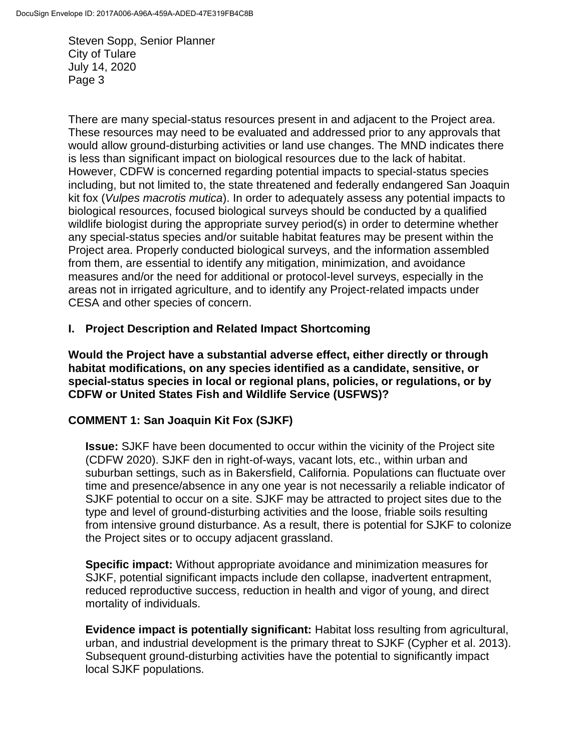There are many special-status resources present in and adjacent to the Project area. These resources may need to be evaluated and addressed prior to any approvals that would allow ground-disturbing activities or land use changes. The MND indicates there is less than significant impact on biological resources due to the lack of habitat. However, CDFW is concerned regarding potential impacts to special-status species including, but not limited to, the state threatened and federally endangered San Joaquin kit fox (*Vulpes macrotis mutica*). In order to adequately assess any potential impacts to biological resources, focused biological surveys should be conducted by a qualified wildlife biologist during the appropriate survey period(s) in order to determine whether any special-status species and/or suitable habitat features may be present within the Project area. Properly conducted biological surveys, and the information assembled from them, are essential to identify any mitigation, minimization, and avoidance measures and/or the need for additional or protocol-level surveys, especially in the areas not in irrigated agriculture, and to identify any Project-related impacts under CESA and other species of concern.

## I. Project Description and Related Impact Shortcoming

**Would the Project have a substantial adverse effect, either directly or through habitat modifications, on any species identified as a candidate, sensitive, or special-status species in local or regional plans, policies, or regulations, or by CDFW or United States Fish and Wildlife Service (USFWS)?**

**COMMENT 1: San Joaquin Kit Fox (SJKF)**

**Issue:** SJKF have been documented to occur within the vicinity of the Project site (CDFW 2020). SJKF den in right-of-ways, vacant lots, etc., within urban and suburban settings, such as in Bakersfield, California. Populations can fluctuate over time and presence/absence in any one year is not necessarily a reliable indicator of SJKF potential to occur on a site. SJKF may be attracted to project sites due to the type and level of ground-disturbing activities and the loose, friable soils resulting from intensive ground disturbance. As a result, there is potential for SJKF to colonize the Project sites or to occupy adjacent grassland.

**Specific impact:** Without appropriate avoidance and minimization measures for SJKF, potential significant impacts include den collapse, inadvertent entrapment, reduced reproductive success, reduction in health and vigor of young, and direct mortality of individuals.

**Evidence impact is potentially significant:** Habitat loss resulting from agricultural, urban, and industrial development is the primary threat to SJKF (Cypher et al. 2013). Subsequent ground-disturbing activities have the potential to significantly impact local SJKF populations.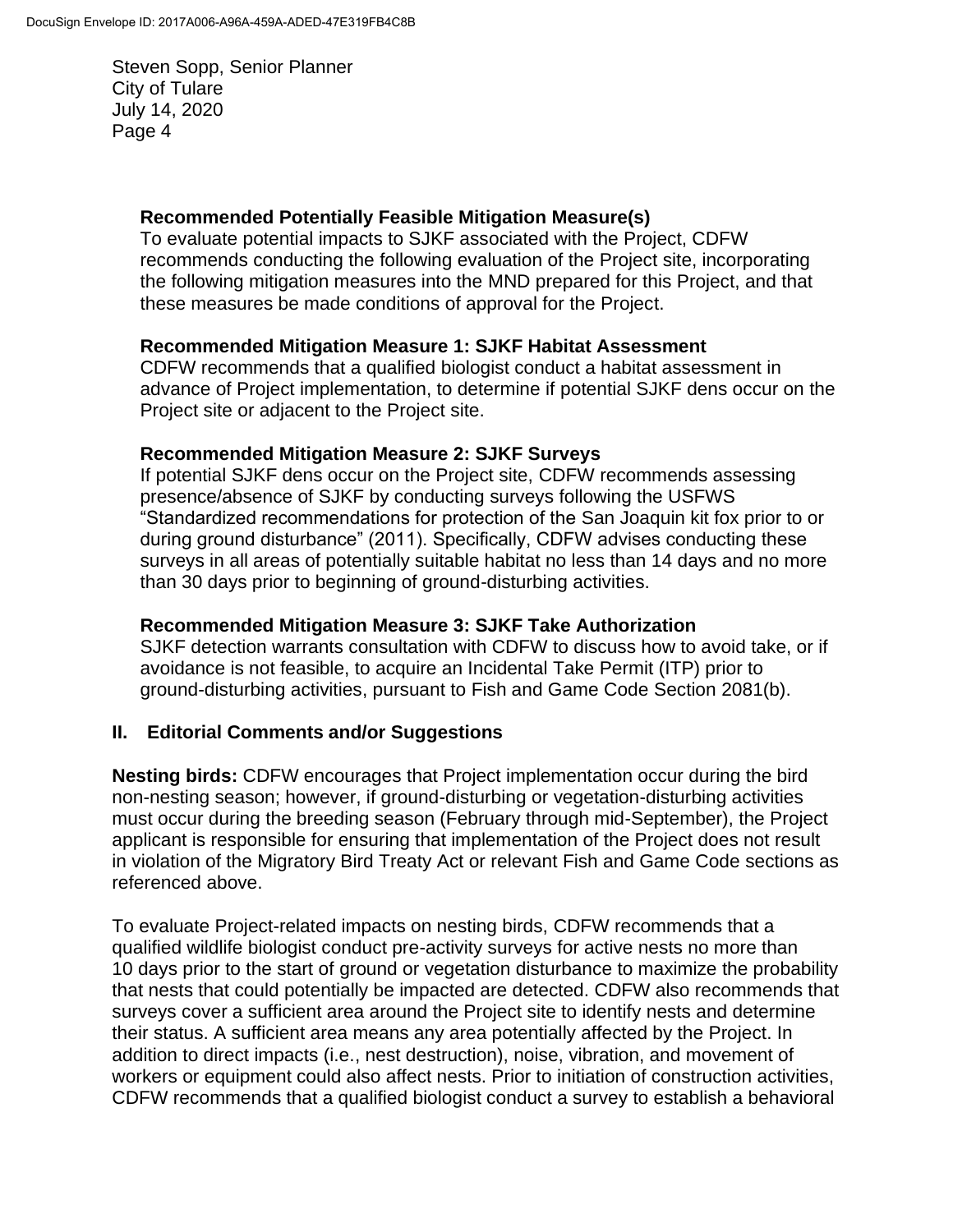**Recommended Potentially Feasible Mitigation Measure(s)**

To evaluate potential impacts to SJKF associated with the Project, CDFW recommends conducting the following evaluation of the Project site, incorporating the following mitigation measures into the MND prepared for this Project, and that these measures be made conditions of approval for the Project.

**Recommended Mitigation Measure 1: SJKF Habitat Assessment**

CDFW recommends that a qualified biologist conduct a habitat assessment in advance of Project implementation, to determine if potential SJKF dens occur on the Project site or adjacent to the Project site.

**Recommended Mitigation Measure 2: SJKF Surveys**

If potential SJKF dens occur on the Project site, CDFW recommends assessing presence/absence of SJKF by conducting surveys following the USFWS "Standardized recommendations for protection of the San Joaquin kit fox prior to or during ground disturbance" (2011). Specifically, CDFW advises conducting these surveys in all areas of potentially suitable habitat no less than 14 days and no more than 30 days prior to beginning of ground-disturbing activities.

**Recommended Mitigation Measure 3: SJKF Take Authorization**

SJKF detection warrants consultation with CDFW to discuss how to avoid take, or if avoidance is not feasible, to acquire an Incidental Take Permit (ITP) prior to ground-disturbing activities, pursuant to Fish and Game Code Section 2081(b).

## II. Editorial Comments and/or Suggestions

**Nesting birds:** CDFW encourages that Project implementation occur during the bird non-nesting season; however, if ground-disturbing or vegetation-disturbing activities must occur during the breeding season (February through mid-September), the Project applicant is responsible for ensuring that implementation of the Project does not result in violation of the Migratory Bird Treaty Act or relevant Fish and Game Code sections as referenced above.

To evaluate Project-related impacts on nesting birds, CDFW recommends that a qualified wildlife biologist conduct pre-activity surveys for active nests no more than 10 days prior to the start of ground or vegetation disturbance to maximize the probability that nests that could potentially be impacted are detected. CDFW also recommends that surveys cover a sufficient area around the Project site to identify nests and determine their status. A sufficient area means any area potentially affected by the Project. In addition to direct impacts (i.e., nest destruction), noise, vibration, and movement of workers or equipment could also affect nests. Prior to initiation of construction activities, CDFW recommends that a qualified biologist conduct a survey to establish a behavioral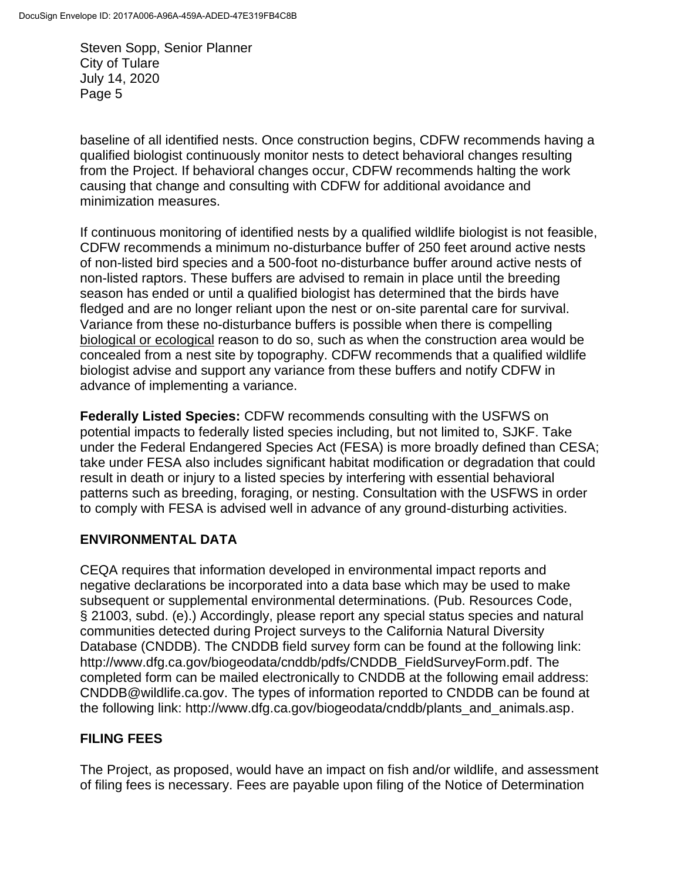baseline of all identified nests. Once construction begins, CDFW recommends having a qualified biologist continuously monitor nests to detect behavioral changes resulting from the Project. If behavioral changes occur, CDFW recommends halting the work causing that change and consulting with CDFW for additional avoidance and minimization measures.

If continuous monitoring of identified nests by a qualified wildlife biologist is not feasible, CDFW recommends a minimum no-disturbance buffer of 250 feet around active nests of non-listed bird species and a 500-foot no-disturbance buffer around active nests of non-listed raptors. These buffers are advised to remain in place until the breeding season has ended or until a qualified biologist has determined that the birds have fledged and are no longer reliant upon the nest or on-site parental care for survival. Variance from these no-disturbance buffers is possible when there is compelling biological or ecological reason to do so, such as when the construction area would be concealed from a nest site by topography. CDFW recommends that a qualified wildlife biologist advise and support any variance from these buffers and notify CDFW in advance of implementing a variance.

**Federally Listed Species:** CDFW recommends consulting with the USFWS on potential impacts to federally listed species including, but not limited to, SJKF. Take under the Federal Endangered Species Act (FESA) is more broadly defined than CESA; take under FESA also includes significant habitat modification or degradation that could result in death or injury to a listed species by interfering with essential behavioral patterns such as breeding, foraging, or nesting. Consultation with the USFWS in order to comply with FESA is advised well in advance of any ground-disturbing activities.

## ENVIRONMENTAL DATA

CEQA requires that information developed in environmental impact reports and negative declarations be incorporated into a data base which may be used to make subsequent or supplemental environmental determinations. (Pub. Resources Code, § 21003, subd. (e).) Accordingly, please report any special status species and natural communities detected during Project surveys to the California Natural Diversity Database (CNDDB). The CNDDB field survey form can be found at the following link: http://www.dfg.ca.gov/biogeodata/cnddb/pdfs/CNDDB_FieldSurveyForm.pdf. The completed form can be mailed electronically to CNDDB at the following email address: CNDDB@wildlife.ca.gov. The types of information reported to CNDDB can be found at the following link: http://www.dfg.ca.gov/biogeodata/cnddb/plants_and_animals.asp.

## FILING FEES

The Project, as proposed, would have an impact on fish and/or wildlife, and assessment of filing fees is necessary. Fees are payable upon filing of the Notice of Determination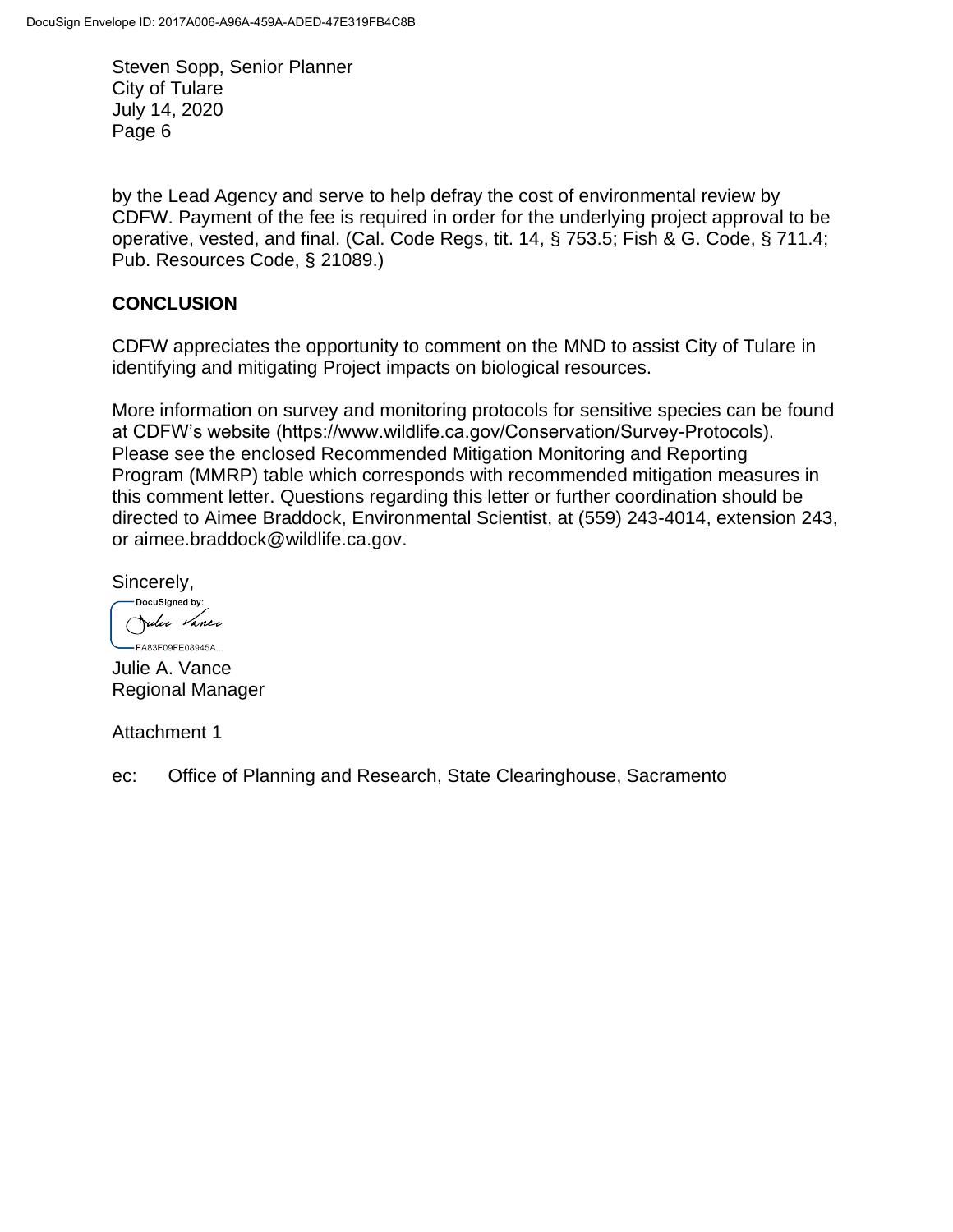Steven Sopp, Senior Planner
City of Tulare
July 14, 2020
Page 6

by the Lead Agency and serve to help defray the cost of environmental review by CDFW. Payment of the fee is required in order for the underlying project approval to be operative, vested, and final. (Cal. Code Regs, tit. 14, § 753.5; Fish & G. Code, § 711.4; Pub. Resources Code, § 21089.)

## CONCLUSION

CDFW appreciates the opportunity to comment on the MND to assist City of Tulare in identifying and mitigating Project impacts on biological resources.

More information on survey and monitoring protocols for sensitive species can be found at CDFW's website (https://www.wildlife.ca.gov/Conservation/Survey-Protocols). Please see the enclosed Recommended Mitigation Monitoring and Reporting Program (MMRP) table which corresponds with recommended mitigation measures in this comment letter. Questions regarding this letter or further coordination should be directed to Aimee Braddock, Environmental Scientist, at (559) 243-4014, extension 243, or aimee.braddock@wildlife.ca.gov.

Sincerely,

DocuSigned by:
Julie Vance
FA83F09FE08945A...

Julie A. Vance
Regional Manager

Attachment 1

ec: Office of Planning and Research, State Clearinghouse, Sacramento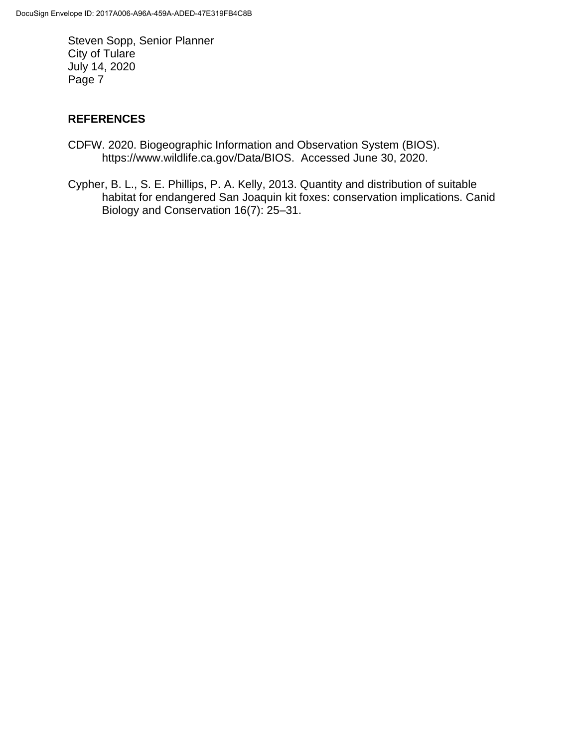## REFERENCES

CDFW. 2020. Biogeographic Information and Observation System (BIOS). https://www.wildlife.ca.gov/Data/BIOS. Accessed June 30, 2020.

Cypher, B. L., S. E. Phillips, P. A. Kelly, 2013. Quantity and distribution of suitable habitat for endangered San Joaquin kit foxes: conservation implications. Canid Biology and Conservation 16(7): 25–31.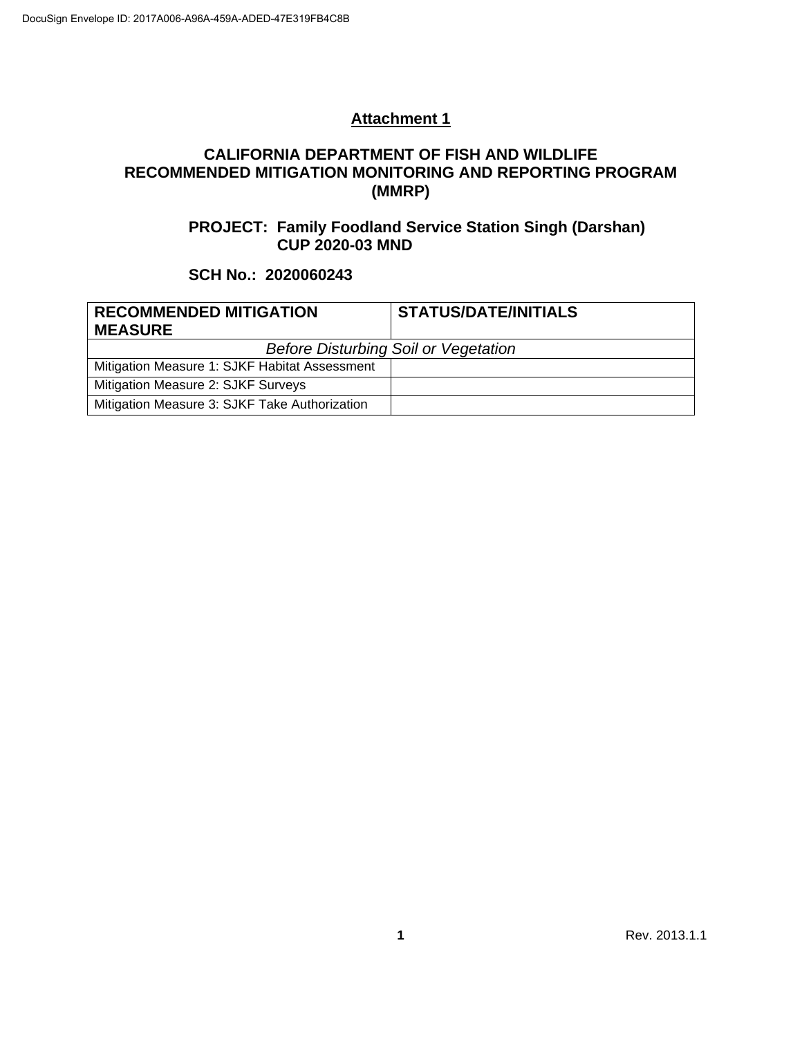## Attachment 1

## CALIFORNIA DEPARTMENT OF FISH AND WILDLIFE RECOMMENDED MITIGATION MONITORING AND REPORTING PROGRAM (MMRP)

**PROJECT: Family Foodland Service Station Singh (Darshan) CUP 2020-03 MND**

**SCH No.: 2020060243**

| RECOMMENDED MITIGATION MEASURE | STATUS/DATE/INITIALS |
|---|---|
| *Before Disturbing Soil or Vegetation* | |
| Mitigation Measure 1: SJKF Habitat Assessment | |
| Mitigation Measure 2: SJKF Surveys | |
| Mitigation Measure 3: SJKF Take Authorization | |